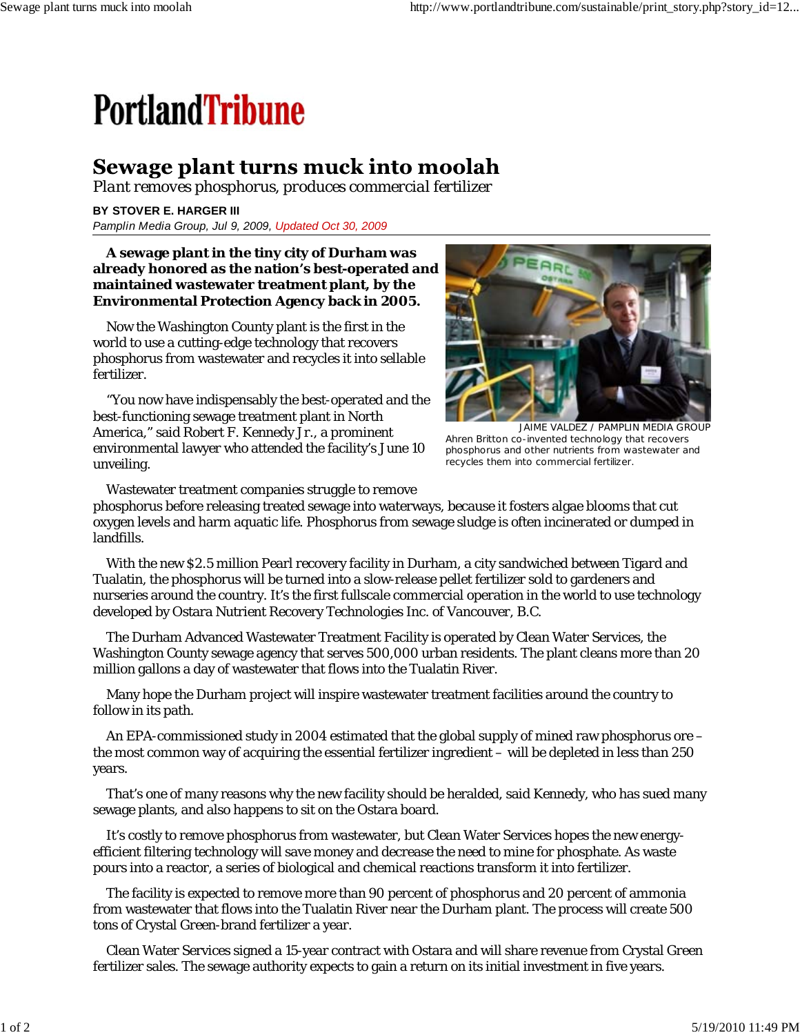# PortlandTribune

## Sewage plant turns muck into moolah

*Plant removes phosphorus, produces commercial fertilizer*

**BY STOVER E. HARGER III**

*Pamplin Media Group, Jul 9, 2009, Updated Oct 30, 2009*

**A sewage plant in the tiny city of Durham was already honored as the nation's best-operated and maintained wastewater treatment plant, by the Environmental Protection Agency back in 2005.**

Now the Washington County plant is the first in the world to use a cutting-edge technology that recovers phosphorus from wastewater and recycles it into sellable fertilizer.

"You now have indispensably the best-operated and the best-functioning sewage treatment plant in North America," said Robert F. Kennedy Jr., a prominent environmental lawyer who attended the facility's June 10 unveiling.

JAIME VALDEZ / PAMPLIN MEDIA GROUP
Ahren Britton co-invented technology that recovers phosphorus and other nutrients from wastewater and recycles them into commercial fertilizer.

Wastewater treatment companies struggle to remove phosphorus before releasing treated sewage into waterways, because it fosters algae blooms that cut oxygen levels and harm aquatic life. Phosphorus from sewage sludge is often incinerated or dumped in landfills.

With the new $2.5 million Pearl recovery facility in Durham, a city sandwiched between Tigard and Tualatin, the phosphorus will be turned into a slow-release pellet fertilizer sold to gardeners and nurseries around the country. It's the first fullscale commercial operation in the world to use technology developed by Ostara Nutrient Recovery Technologies Inc. of Vancouver, B.C.

The Durham Advanced Wastewater Treatment Facility is operated by Clean Water Services, the Washington County sewage agency that serves 500,000 urban residents. The plant cleans more than 20 million gallons a day of wastewater that flows into the Tualatin River.

Many hope the Durham project will inspire wastewater treatment facilities around the country to follow in its path.

An EPA-commissioned study in 2004 estimated that the global supply of mined raw phosphorus ore – the most common way of acquiring the essential fertilizer ingredient – will be depleted in less than 250 years.

That's one of many reasons why the new facility should be heralded, said Kennedy, who has sued many sewage plants, and also happens to sit on the Ostara board.

It's costly to remove phosphorus from wastewater, but Clean Water Services hopes the new energy-efficient filtering technology will save money and decrease the need to mine for phosphate. As waste pours into a reactor, a series of biological and chemical reactions transform it into fertilizer.

The facility is expected to remove more than 90 percent of phosphorus and 20 percent of ammonia from wastewater that flows into the Tualatin River near the Durham plant. The process will create 500 tons of Crystal Green-brand fertilizer a year.

Clean Water Services signed a 15-year contract with Ostara and will share revenue from Crystal Green fertilizer sales. The sewage authority expects to gain a return on its initial investment in five years.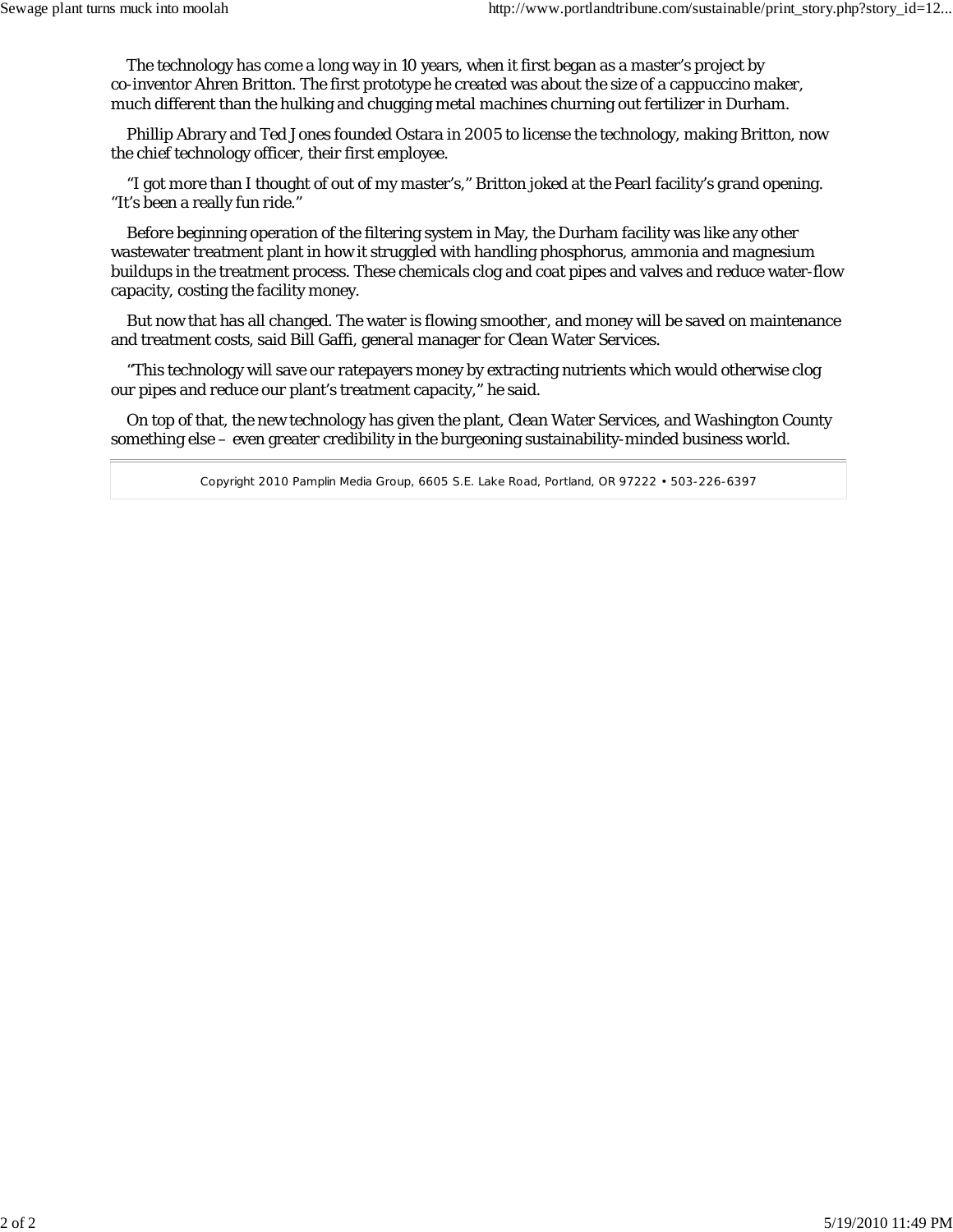The technology has come a long way in 10 years, when it first began as a master's project by co-inventor Ahren Britton. The first prototype he created was about the size of a cappuccino maker, much different than the hulking and chugging metal machines churning out fertilizer in Durham.

Phillip Abrary and Ted Jones founded Ostara in 2005 to license the technology, making Britton, now the chief technology officer, their first employee.

"I got more than I thought of out of my master's," Britton joked at the Pearl facility's grand opening. "It's been a really fun ride."

Before beginning operation of the filtering system in May, the Durham facility was like any other wastewater treatment plant in how it struggled with handling phosphorus, ammonia and magnesium buildups in the treatment process. These chemicals clog and coat pipes and valves and reduce water-flow capacity, costing the facility money.

But now that has all changed. The water is flowing smoother, and money will be saved on maintenance and treatment costs, said Bill Gaffi, general manager for Clean Water Services.

"This technology will save our ratepayers money by extracting nutrients which would otherwise clog our pipes and reduce our plant's treatment capacity," he said.

On top of that, the new technology has given the plant, Clean Water Services, and Washington County something else – even greater credibility in the burgeoning sustainability-minded business world.

Copyright 2010 Pamplin Media Group, 6605 S.E. Lake Road, Portland, OR 97222 • 503-226-6397